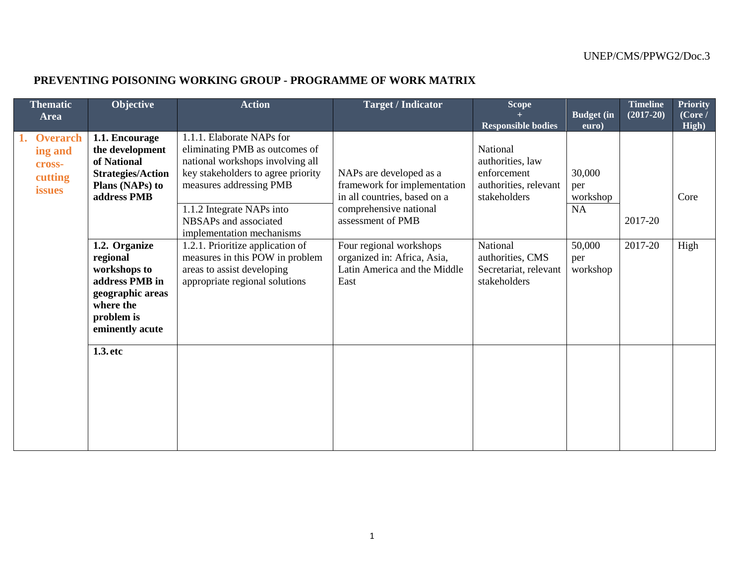# PREVENTING POISONING WORKING GROUP - PROGRAMME OF WORK MATRIX

| Thematic Area | Objective | Action | Target / Indicator | Scope + Responsible bodies | Budget (in euro) | Timeline (2017-20) | Priority (Core / High) |
|---|---|---|---|---|---|---|---|
| **1. Overarching and cross-cutting issues** | **1.1. Encourage the development of National Strategies/Action Plans (NAPs) to address PMB** | 1.1.1. Elaborate NAPs for eliminating PMB as outcomes of national workshops involving all key stakeholders to agree priority measures addressing PMB | NAPs are developed as a framework for implementation in all countries, based on a comprehensive national assessment of PMB | National authorities, law enforcement authorities, relevant stakeholders | 30,000 per workshop | 2017-20 | Core |
| | | 1.1.2 Integrate NAPs into NBSAPs and associated implementation mechanisms | | | NA | | |
| | **1.2. Organize regional workshops to address PMB in geographic areas where the problem is eminently acute** | 1.2.1. Prioritize application of measures in this POW in problem areas to assist developing appropriate regional solutions | Four regional workshops organized in: Africa, Asia, Latin America and the Middle East | National authorities, CMS Secretariat, relevant stakeholders | 50,000 per workshop | 2017-20 | High |
| | **1.3. etc** | | | | | | |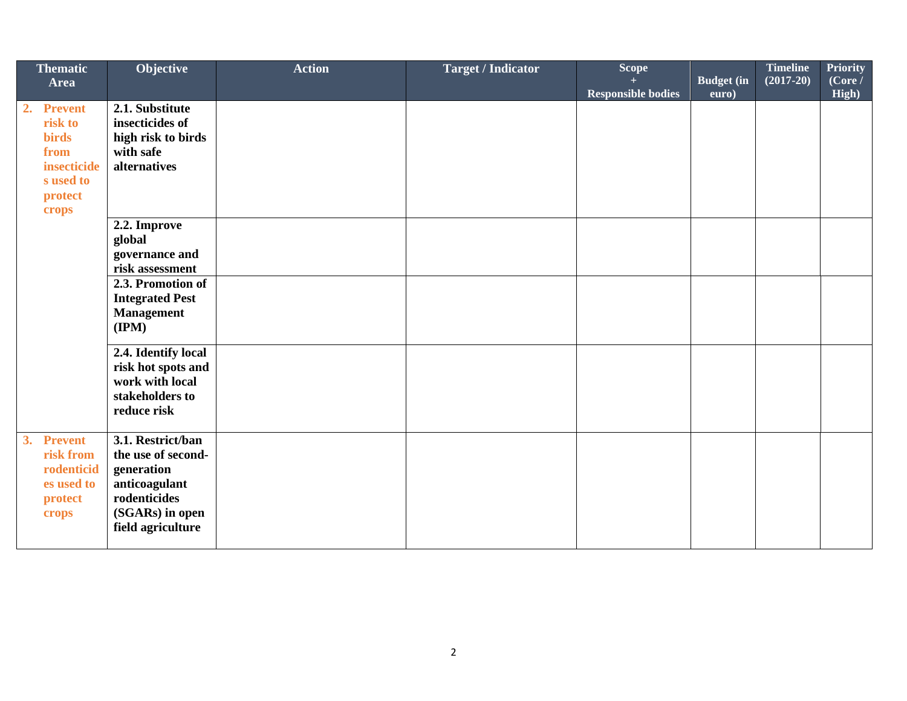| Thematic Area | Objective | Action | Target / Indicator | Scope + Responsible bodies | Budget (in euro) | Timeline (2017-20) | Priority (Core / High) |
|---|---|---|---|---|---|---|---|
| **2. Prevent risk to birds from insecticides used to protect crops** | **2.1. Substitute insecticides of high risk to birds with safe alternatives** | | | | | | |
| | **2.2. Improve global governance and risk assessment** | | | | | | |
| | **2.3. Promotion of Integrated Pest Management (IPM)** | | | | | | |
| | **2.4. Identify local risk hot spots and work with local stakeholders to reduce risk** | | | | | | |
| **3. Prevent risk from rodenticides used to protect crops** | **3.1. Restrict/ban the use of second-generation anticoagulant rodenticides (SGARs) in open field agriculture** | | | | | | |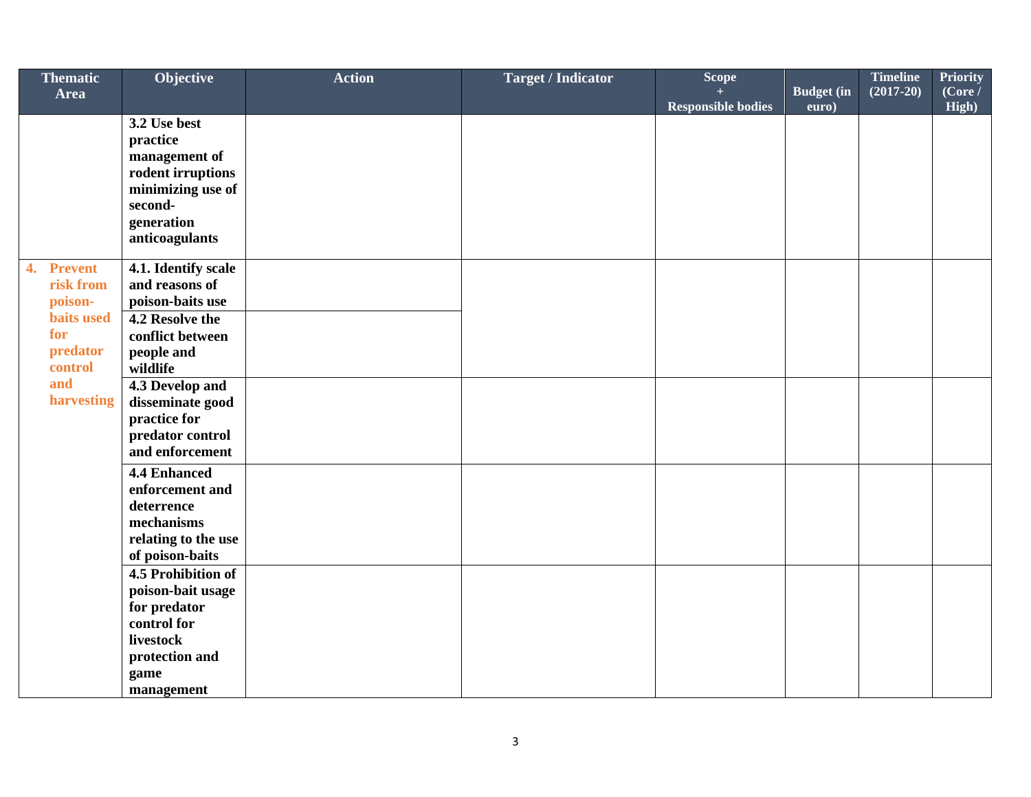| Thematic Area | Objective | Action | Target / Indicator | Scope + Responsible bodies | Budget (in euro) | Timeline (2017-20) | Priority (Core / High) |
|---|---|---|---|---|---|---|---|
| | **3.2 Use best practice management of rodent irruptions minimizing use of second-generation anticoagulants** | | | | | | |
| **4. Prevent risk from poison-baits used for predator control and harvesting** | **4.1. Identify scale and reasons of poison-baits use** | | | | | | |
| | **4.2 Resolve the conflict between people and wildlife** | | | | | | |
| | **4.3 Develop and disseminate good practice for predator control and enforcement** | | | | | | |
| | **4.4 Enhanced enforcement and deterrence mechanisms relating to the use of poison-baits** | | | | | | |
| | **4.5 Prohibition of poison-bait usage for predator control for livestock protection and game management** | | | | | | |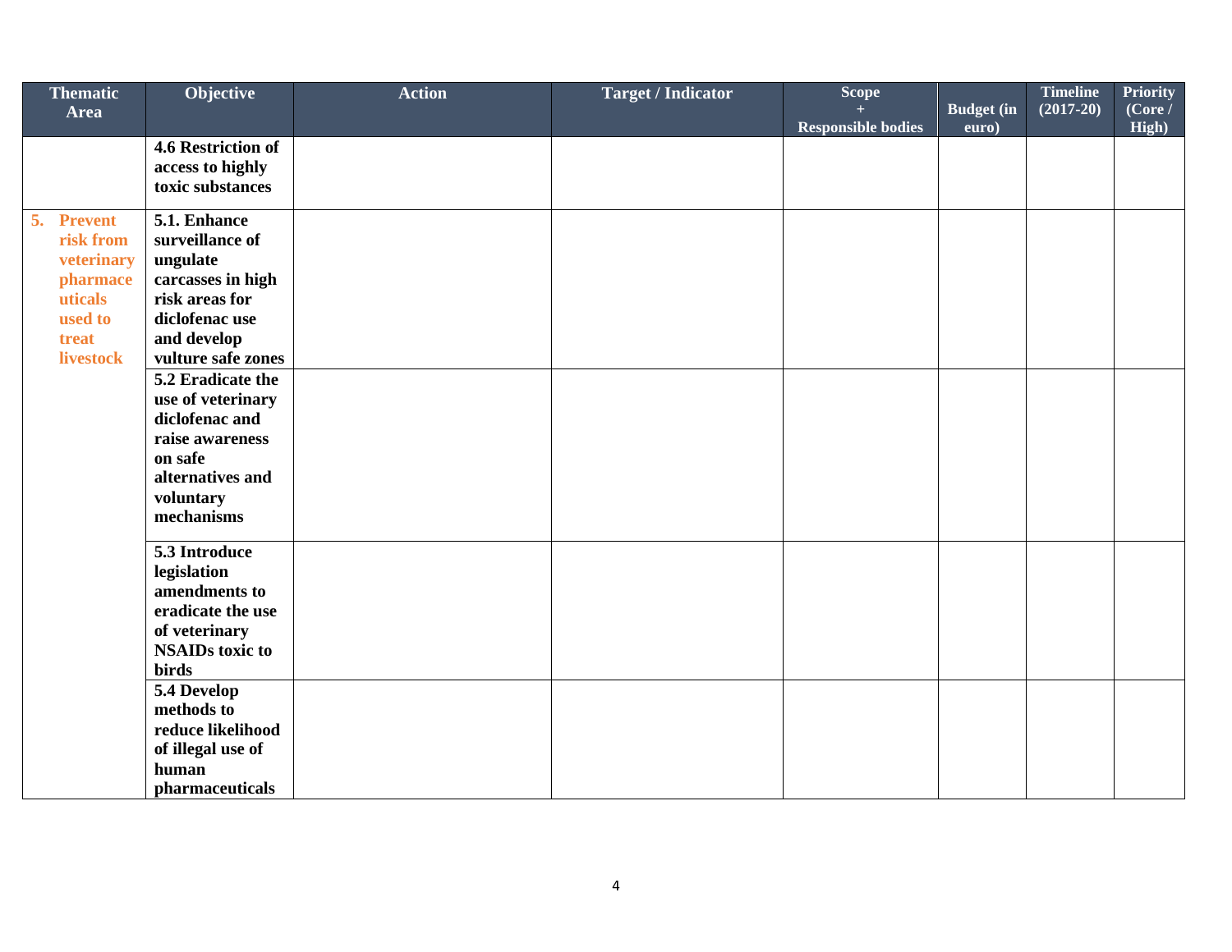| Thematic Area | Objective | Action | Target / Indicator | Scope + Responsible bodies | Budget (in euro) | Timeline (2017-20) | Priority (Core / High) |
|---|---|---|---|---|---|---|---|
| | **4.6 Restriction of access to highly toxic substances** | | | | | | |
| **5. Prevent risk from veterinary pharmaceuticals used to treat livestock** | **5.1. Enhance surveillance of ungulate carcasses in high risk areas for diclofenac use and develop vulture safe zones** | | | | | | |
| | **5.2 Eradicate the use of veterinary diclofenac and raise awareness on safe alternatives and voluntary mechanisms** | | | | | | |
| | **5.3 Introduce legislation amendments to eradicate the use of veterinary NSAIDs toxic to birds** | | | | | | |
| | **5.4 Develop methods to reduce likelihood of illegal use of human pharmaceuticals** | | | | | | |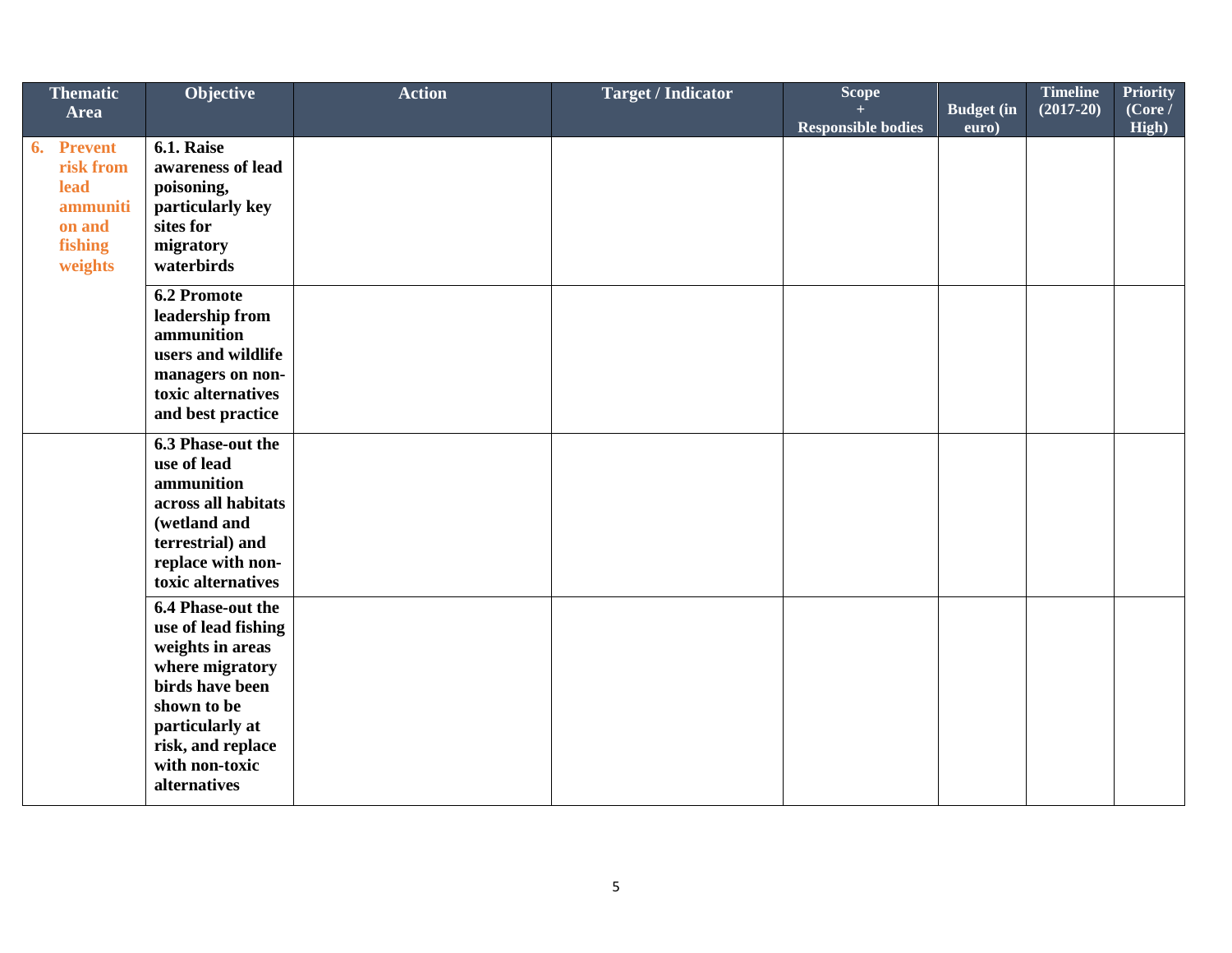| Thematic Area | Objective | Action | Target / Indicator | Scope + Responsible bodies | Budget (in euro) | Timeline (2017-20) | Priority (Core / High) |
|---|---|---|---|---|---|---|---|
| **6. Prevent risk from lead ammunition and fishing weights** | **6.1. Raise awareness of lead poisoning, particularly key sites for migratory waterbirds** | | | | | | |
| | **6.2 Promote leadership from ammunition users and wildlife managers on non-toxic alternatives and best practice** | | | | | | |
| | **6.3 Phase-out the use of lead ammunition across all habitats (wetland and terrestrial) and replace with non-toxic alternatives** | | | | | | |
| | **6.4 Phase-out the use of lead fishing weights in areas where migratory birds have been shown to be particularly at risk, and replace with non-toxic alternatives** | | | | | | |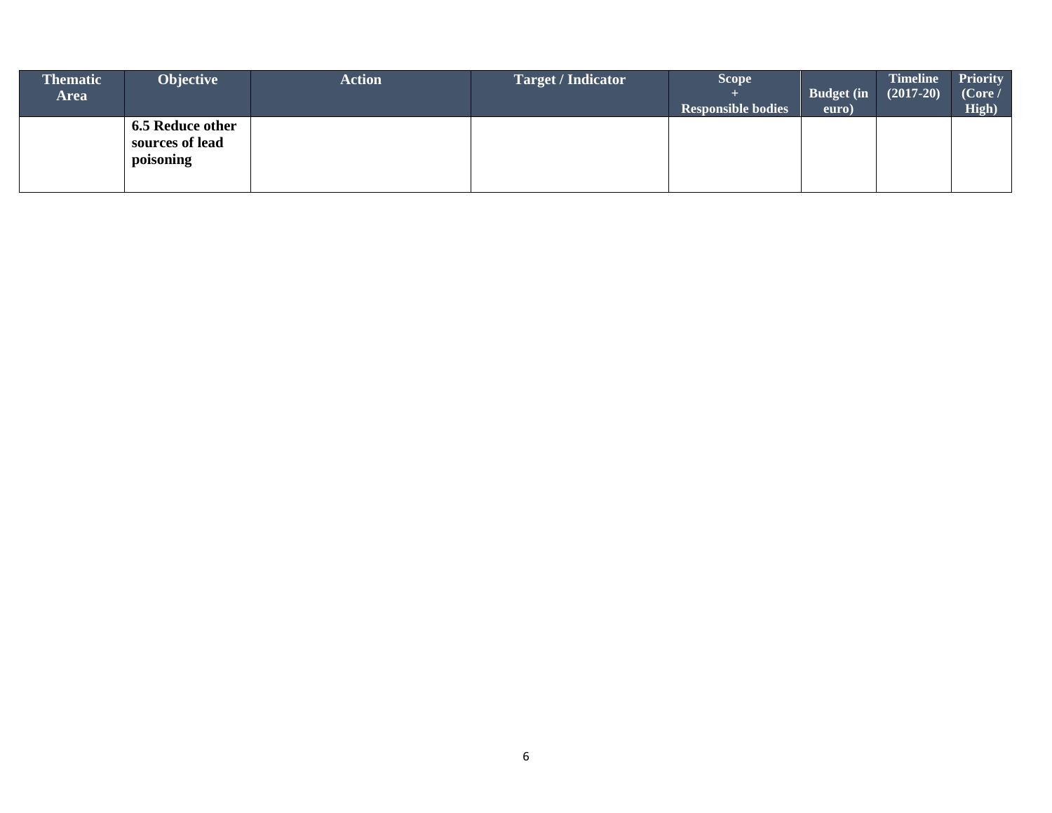| Thematic Area | Objective | Action | Target / Indicator | Scope + Responsible bodies | Budget (in euro) | Timeline (2017-20) | Priority (Core / High) |
|---|---|---|---|---|---|---|---|
| | **6.5 Reduce other sources of lead poisoning** | | | | | | |